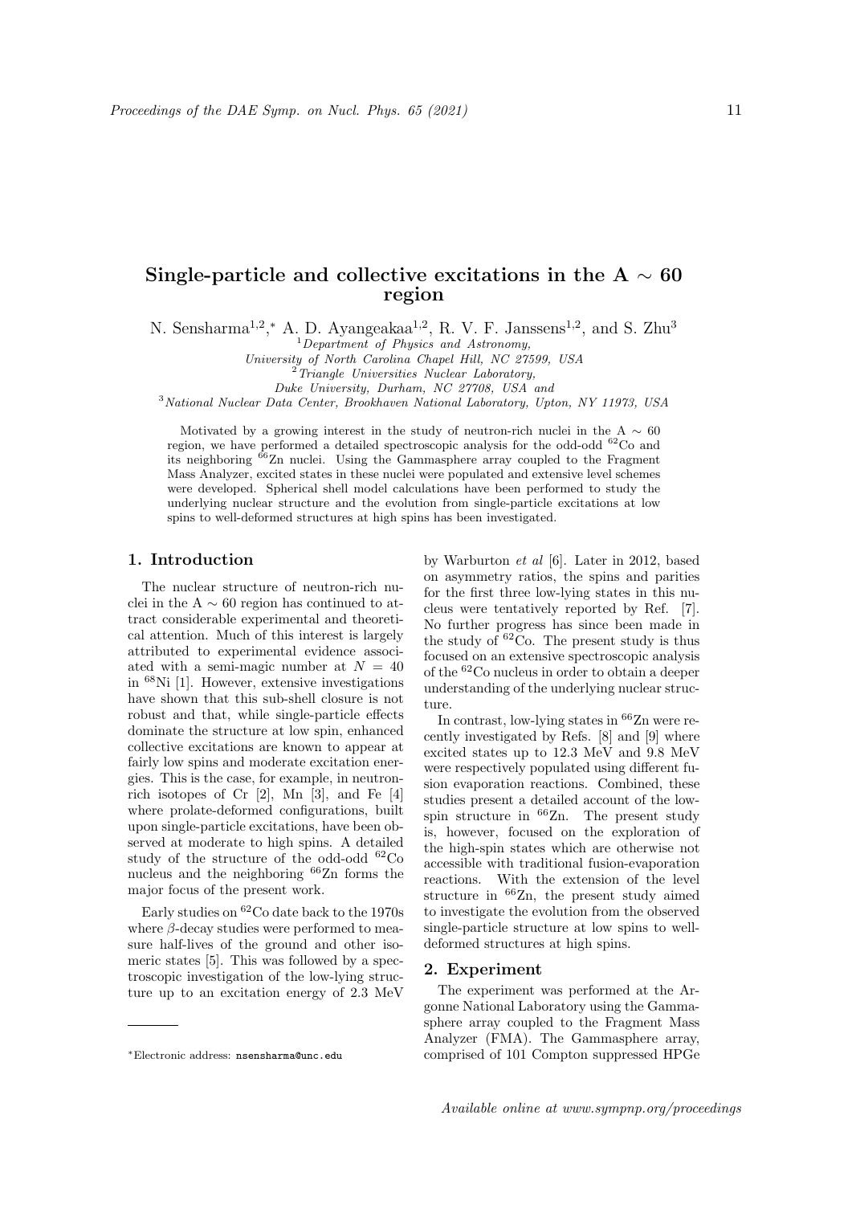# Single-particle and collective excitations in the A $\sim$ 60 region

N. Sensharma[1,2,*], A. D. Ayangeakaa[1,2], R. V. F. Janssens[1,2], and S. Zhu[3]

[1] *Department of Physics and Astronomy, University of North Carolina Chapel Hill, NC 27599, USA*
[2] *Triangle Universities Nuclear Laboratory, Duke University, Durham, NC 27708, USA and*
[3] *National Nuclear Data Center, Brookhaven National Laboratory, Upton, NY 11973, USA*

Motivated by a growing interest in the study of neutron-rich nuclei in the A $\sim$ 60 region, we have performed a detailed spectroscopic analysis for the odd-odd $^{62}$Co and its neighboring $^{66}$Zn nuclei. Using the Gammasphere array coupled to the Fragment Mass Analyzer, excited states in these nuclei were populated and extensive level schemes were developed. Spherical shell model calculations have been performed to study the underlying nuclear structure and the evolution from single-particle excitations at low spins to well-deformed structures at high spins has been investigated.

## 1. Introduction

The nuclear structure of neutron-rich nuclei in the A $\sim$ 60 region has continued to attract considerable experimental and theoretical attention. Much of this interest is largely attributed to experimental evidence associated with a semi-magic number at $N = 40$ in $^{68}$Ni [1]. However, extensive investigations have shown that this sub-shell closure is not robust and that, while single-particle effects dominate the structure at low spin, enhanced collective excitations are known to appear at fairly low spins and moderate excitation energies. This is the case, for example, in neutron-rich isotopes of Cr [2], Mn [3], and Fe [4] where prolate-deformed configurations, built upon single-particle excitations, have been observed at moderate to high spins. A detailed study of the structure of the odd-odd $^{62}$Co nucleus and the neighboring $^{66}$Zn forms the major focus of the present work.

Early studies on $^{62}$Co date back to the 1970s where $\beta$-decay studies were performed to measure half-lives of the ground and other isomeric states [5]. This was followed by a spectroscopic investigation of the low-lying structure up to an excitation energy of 2.3 MeV by Warburton *et al* [6]. Later in 2012, based on asymmetry ratios, the spins and parities for the first three low-lying states in this nucleus were tentatively reported by Ref. [7]. No further progress has since been made in the study of $^{62}$Co. The present study is thus focused on an extensive spectroscopic analysis of the $^{62}$Co nucleus in order to obtain a deeper understanding of the underlying nuclear structure.

In contrast, low-lying states in $^{66}$Zn were recently investigated by Refs. [8] and [9] where excited states up to 12.3 MeV and 9.8 MeV were respectively populated using different fusion evaporation reactions. Combined, these studies present a detailed account of the low-spin structure in $^{66}$Zn. The present study is, however, focused on the exploration of the high-spin states which are otherwise not accessible with traditional fusion-evaporation reactions. With the extension of the level structure in $^{66}$Zn, the present study aimed to investigate the evolution from the observed single-particle structure at low spins to well-deformed structures at high spins.

## 2. Experiment

The experiment was performed at the Argonne National Laboratory using the Gammasphere array coupled to the Fragment Mass Analyzer (FMA). The Gammasphere array, comprised of 101 Compton suppressed HPGe

*Electronic address: nsensharma@unc.edu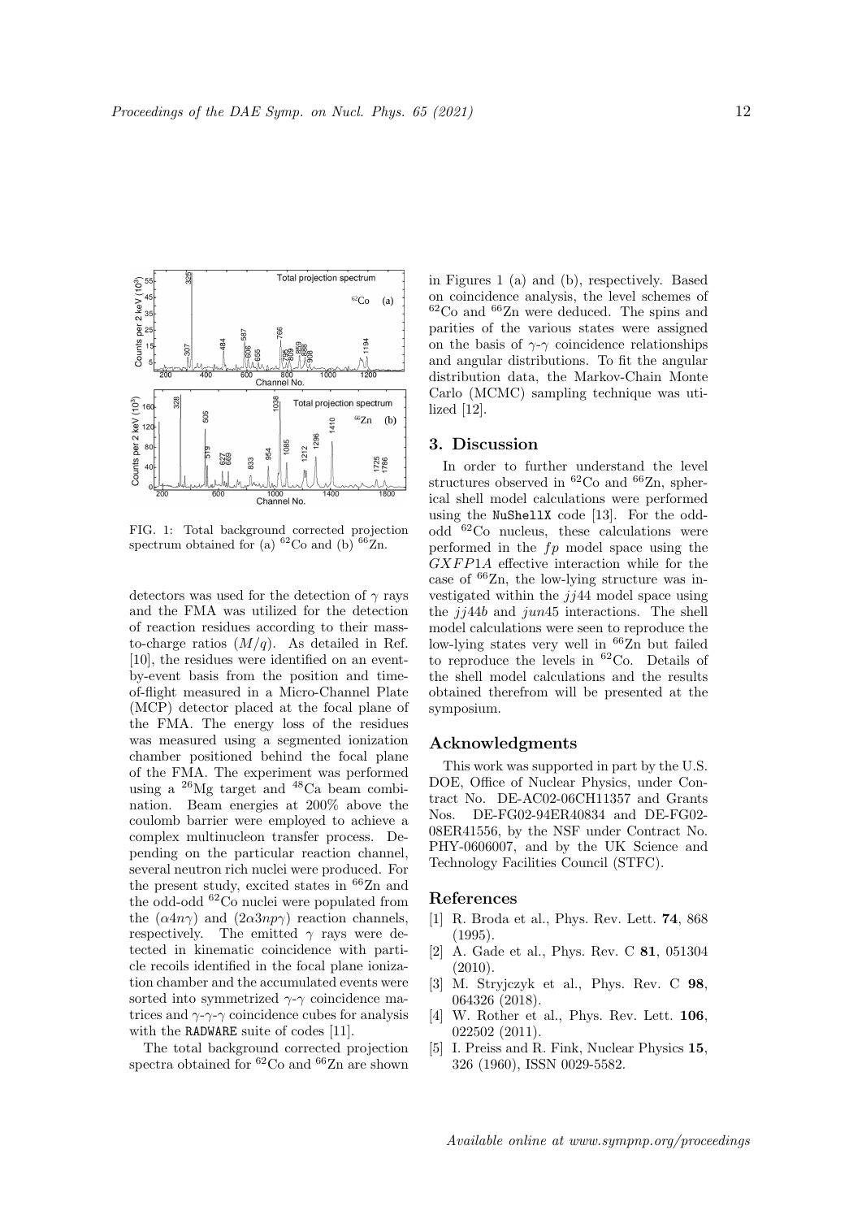Total projection spectrum

$^{62}$Co (a)

Counts per 2 keV ($10^3$)

Channel No.

325 307 484 587 606 655 766 795 809 859 888 908 1194

Total projection spectrum

$^{66}$Zn (b)

Counts per 2 keV ($10^3$)

Channel No.

328 505 519 627 669 833 954 1038 1085 1212 1296 1410 1725 1786

FIG. 1: Total background corrected projection spectrum obtained for (a) $^{62}$Co and (b) $^{66}$Zn.

detectors was used for the detection of $\gamma$ rays and the FMA was utilized for the detection of reaction residues according to their mass-to-charge ratios ($M/q$). As detailed in Ref. [10], the residues were identified on an event-by-event basis from the position and time-of-flight measured in a Micro-Channel Plate (MCP) detector placed at the focal plane of the FMA. The energy loss of the residues was measured using a segmented ionization chamber positioned behind the focal plane of the FMA. The experiment was performed using a $^{26}$Mg target and $^{48}$Ca beam combination. Beam energies at 200% above the coulomb barrier were employed to achieve a complex multinucleon transfer process. Depending on the particular reaction channel, several neutron rich nuclei were produced. For the present study, excited states in $^{66}$Zn and the odd-odd $^{62}$Co nuclei were populated from the ($\alpha 4n\gamma$) and ($2\alpha 3np\gamma$) reaction channels, respectively. The emitted $\gamma$ rays were detected in kinematic coincidence with particle recoils identified in the focal plane ionization chamber and the accumulated events were sorted into symmetrized $\gamma$-$\gamma$ coincidence matrices and $\gamma$-$\gamma$-$\gamma$ coincidence cubes for analysis with the RADWARE suite of codes [11].

The total background corrected projection spectra obtained for $^{62}$Co and $^{66}$Zn are shown in Figures 1 (a) and (b), respectively. Based on coincidence analysis, the level schemes of $^{62}$Co and $^{66}$Zn were deduced. The spins and parities of the various states were assigned on the basis of $\gamma$-$\gamma$ coincidence relationships and angular distributions. To fit the angular distribution data, the Markov-Chain Monte Carlo (MCMC) sampling technique was utilized [12].

## 3. Discussion

In order to further understand the level structures observed in $^{62}$Co and $^{66}$Zn, spherical shell model calculations were performed using the NuShellX code [13]. For the odd-odd $^{62}$Co nucleus, these calculations were performed in the $fp$ model space using the $GXFP1A$ effective interaction while for the case of $^{66}$Zn, the low-lying structure was investigated within the $jj44$ model space using the $jj44b$ and $jun45$ interactions. The shell model calculations were seen to reproduce the low-lying states very well in $^{66}$Zn but failed to reproduce the levels in $^{62}$Co. Details of the shell model calculations and the results obtained therefrom will be presented at the symposium.

## Acknowledgments

This work was supported in part by the U.S. DOE, Office of Nuclear Physics, under Contract No. DE-AC02-06CH11357 and Grants Nos. DE-FG02-94ER40834 and DE-FG02-08ER41556, by the NSF under Contract No. PHY-0606007, and by the UK Science and Technology Facilities Council (STFC).

## References

[1] R. Broda et al., Phys. Rev. Lett. **74**, 868 (1995).

[2] A. Gade et al., Phys. Rev. C **81**, 051304 (2010).

[3] M. Stryjczyk et al., Phys. Rev. C **98**, 064326 (2018).

[4] W. Rother et al., Phys. Rev. Lett. **106**, 022502 (2011).

[5] I. Preiss and R. Fink, Nuclear Physics **15**, 326 (1960), ISSN 0029-5582.